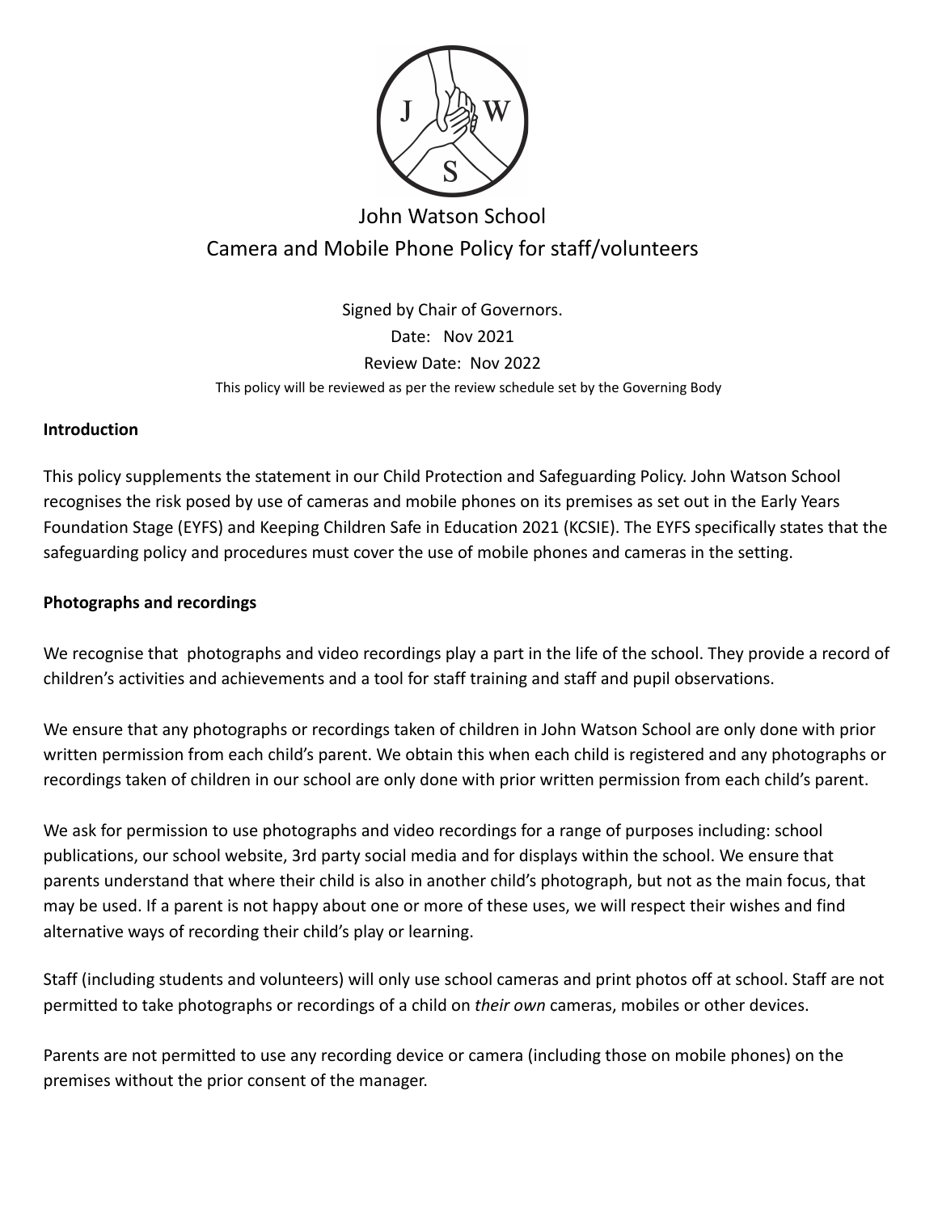# John Watson School

## Camera and Mobile Phone Policy for staff/volunteers

Signed by Chair of Governors.

Date: Nov 2021

Review Date: Nov 2022

This policy will be reviewed as per the review schedule set by the Governing Body

**Introduction**

This policy supplements the statement in our Child Protection and Safeguarding Policy. John Watson School recognises the risk posed by use of cameras and mobile phones on its premises as set out in the Early Years Foundation Stage (EYFS) and Keeping Children Safe in Education 2021 (KCSIE). The EYFS specifically states that the safeguarding policy and procedures must cover the use of mobile phones and cameras in the setting.

**Photographs and recordings**

We recognise that photographs and video recordings play a part in the life of the school. They provide a record of children's activities and achievements and a tool for staff training and staff and pupil observations.

We ensure that any photographs or recordings taken of children in John Watson School are only done with prior written permission from each child's parent. We obtain this when each child is registered and any photographs or recordings taken of children in our school are only done with prior written permission from each child's parent.

We ask for permission to use photographs and video recordings for a range of purposes including: school publications, our school website, 3rd party social media and for displays within the school. We ensure that parents understand that where their child is also in another child's photograph, but not as the main focus, that may be used. If a parent is not happy about one or more of these uses, we will respect their wishes and find alternative ways of recording their child's play or learning.

Staff (including students and volunteers) will only use school cameras and print photos off at school. Staff are not permitted to take photographs or recordings of a child on *their own* cameras, mobiles or other devices.

Parents are not permitted to use any recording device or camera (including those on mobile phones) on the premises without the prior consent of the manager.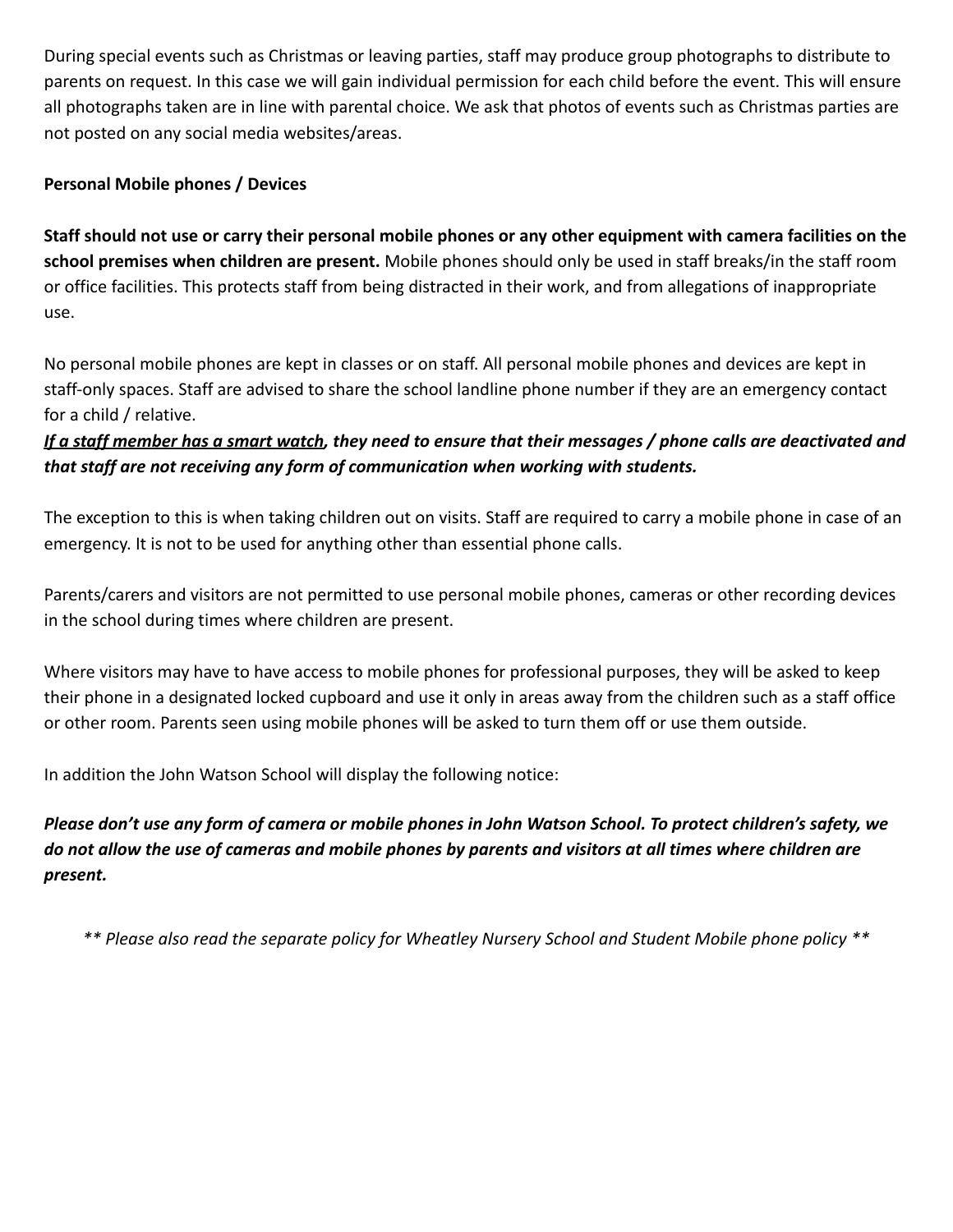During special events such as Christmas or leaving parties, staff may produce group photographs to distribute to parents on request. In this case we will gain individual permission for each child before the event. This will ensure all photographs taken are in line with parental choice. We ask that photos of events such as Christmas parties are not posted on any social media websites/areas.

**Personal Mobile phones / Devices**

**Staff should not use or carry their personal mobile phones or any other equipment with camera facilities on the school premises when children are present.** Mobile phones should only be used in staff breaks/in the staff room or office facilities. This protects staff from being distracted in their work, and from allegations of inappropriate use.

No personal mobile phones are kept in classes or on staff. All personal mobile phones and devices are kept in staff-only spaces. Staff are advised to share the school landline phone number if they are an emergency contact for a child / relative.
***<u>If a staff member has a smart watch</u>, they need to ensure that their messages / phone calls are deactivated and that staff are not receiving any form of communication when working with students.***

The exception to this is when taking children out on visits. Staff are required to carry a mobile phone in case of an emergency. It is not to be used for anything other than essential phone calls.

Parents/carers and visitors are not permitted to use personal mobile phones, cameras or other recording devices in the school during times where children are present.

Where visitors may have to have access to mobile phones for professional purposes, they will be asked to keep their phone in a designated locked cupboard and use it only in areas away from the children such as a staff office or other room. Parents seen using mobile phones will be asked to turn them off or use them outside.

In addition the John Watson School will display the following notice:

***Please don't use any form of camera or mobile phones in John Watson School. To protect children's safety, we do not allow the use of cameras and mobile phones by parents and visitors at all times where children are present.***

*\*\* Please also read the separate policy for Wheatley Nursery School and Student Mobile phone policy \*\**